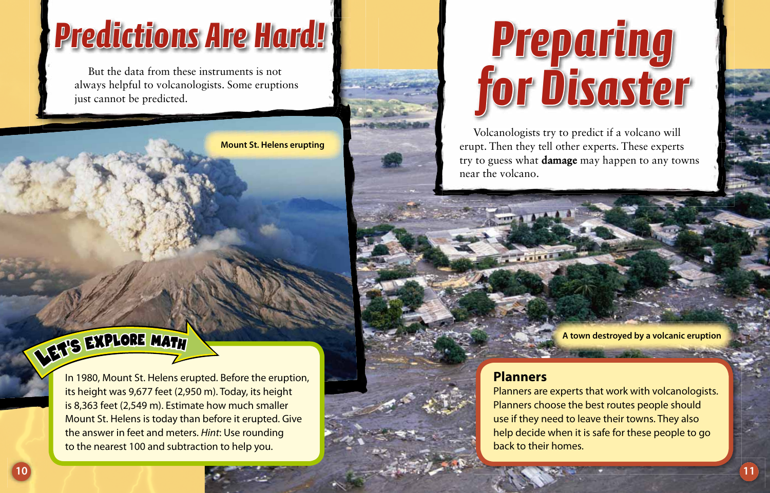# Predictions Are Hard!

But the data from these instruments is not always helpful to volcanologists. Some eruptions just cannot be predicted.

Mount St. Helens erupting

## Let's Explore Math

In 1980, Mount St. Helens erupted. Before the eruption, its height was 9,677 feet (2,950 m). Today, its height is 8,363 feet (2,549 m). Estimate how much smaller Mount St. Helens is today than before it erupted. Give the answer in feet and meters. *Hint*: Use rounding to the nearest 100 and subtraction to help you.

# Preparing for Disaster

Volcanologists try to predict if a volcano will erupt. Then they tell other experts. These experts try to guess what **damage** may happen to any towns near the volcano.

A town destroyed by a volcanic eruption

## Planners

Planners are experts that work with volcanologists. Planners choose the best routes people should use if they need to leave their towns. They also help decide when it is safe for these people to go back to their homes.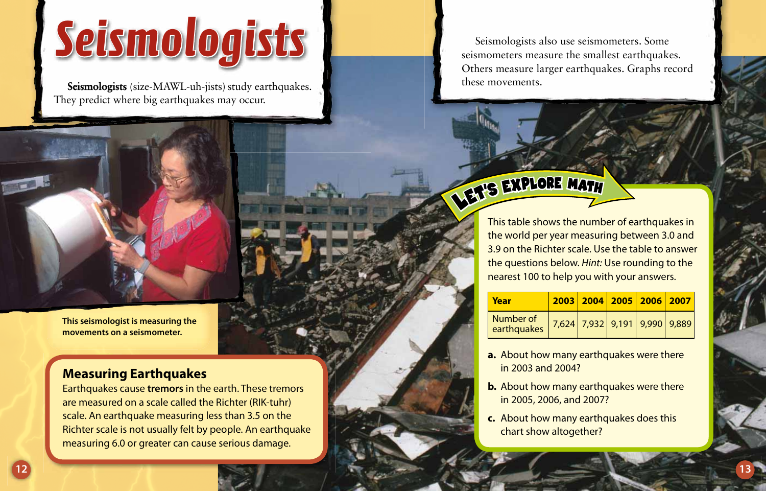# Seismologists

**Seismologists** (size-MAWL-uh-jists) study earthquakes. They predict where big earthquakes may occur.

This seismologist is measuring the movements on a seismometer.

## Measuring Earthquakes

Earthquakes cause **tremors** in the earth. These tremors are measured on a scale called the Richter (RIK-tuhr) scale. An earthquake measuring less than 3.5 on the Richter scale is not usually felt by people. An earthquake measuring 6.0 or greater can cause serious damage.

Seismologists also use seismometers. Some seismometers measure the smallest earthquakes. Others measure larger earthquakes. Graphs record these movements.

## LET'S EXPLORE MATH

This table shows the number of earthquakes in the world per year measuring between 3.0 and 3.9 on the Richter scale. Use the table to answer the questions below. *Hint:* Use rounding to the nearest 100 to help you with your answers.

| Year | 2003 | 2004 | 2005 | 2006 | 2007 |
|---|---|---|---|---|---|
| Number of earthquakes | 7,624 | 7,932 | 9,191 | 9,990 | 9,889 |

**a.** About how many earthquakes were there in 2003 and 2004?

**b.** About how many earthquakes were there in 2005, 2006, and 2007?

**c.** About how many earthquakes does this chart show altogether?